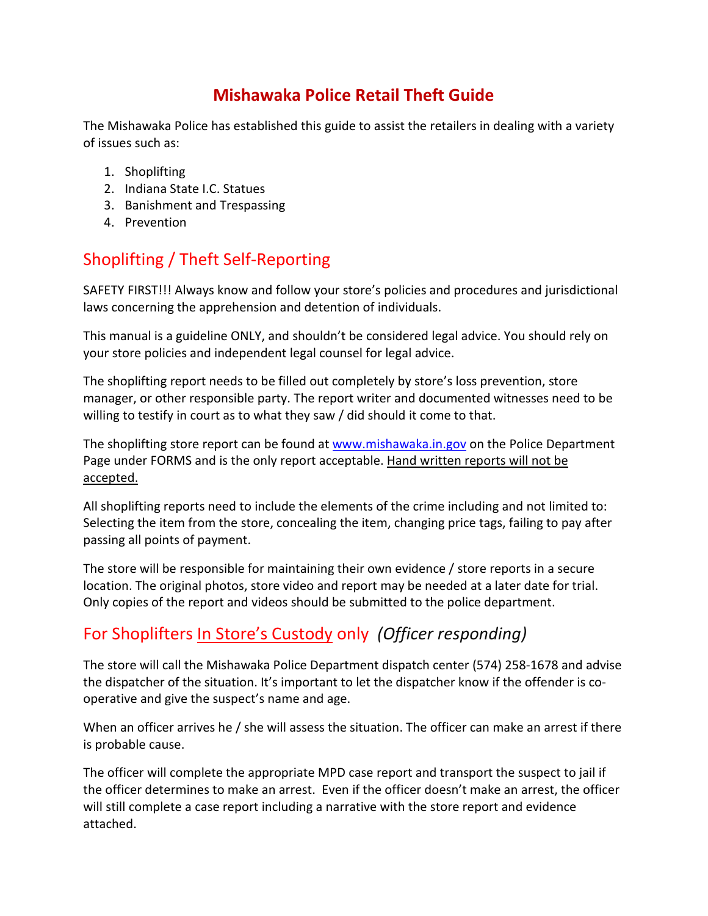# Mishawaka Police Retail Theft Guide

The Mishawaka Police has established this guide to assist the retailers in dealing with a variety of issues such as:

1. Shoplifting
2. Indiana State I.C. Statues
3. Banishment and Trespassing
4. Prevention

## Shoplifting / Theft Self-Reporting

SAFETY FIRST!!! Always know and follow your store's policies and procedures and jurisdictional laws concerning the apprehension and detention of individuals.

This manual is a guideline ONLY, and shouldn't be considered legal advice. You should rely on your store policies and independent legal counsel for legal advice.

The shoplifting report needs to be filled out completely by store's loss prevention, store manager, or other responsible party. The report writer and documented witnesses need to be willing to testify in court as to what they saw / did should it come to that.

The shoplifting store report can be found at [www.mishawaka.in.gov](http://www.mishawaka.in.gov) on the Police Department Page under FORMS and is the only report acceptable. <u>Hand written reports will not be accepted.</u>

All shoplifting reports need to include the elements of the crime including and not limited to: Selecting the item from the store, concealing the item, changing price tags, failing to pay after passing all points of payment.

The store will be responsible for maintaining their own evidence / store reports in a secure location. The original photos, store video and report may be needed at a later date for trial. Only copies of the report and videos should be submitted to the police department.

## For Shoplifters <u>In Store's Custody</u> only *(Officer responding)*

The store will call the Mishawaka Police Department dispatch center (574) 258-1678 and advise the dispatcher of the situation. It's important to let the dispatcher know if the offender is co-operative and give the suspect's name and age.

When an officer arrives he / she will assess the situation. The officer can make an arrest if there is probable cause.

The officer will complete the appropriate MPD case report and transport the suspect to jail if the officer determines to make an arrest. Even if the officer doesn't make an arrest, the officer will still complete a case report including a narrative with the store report and evidence attached.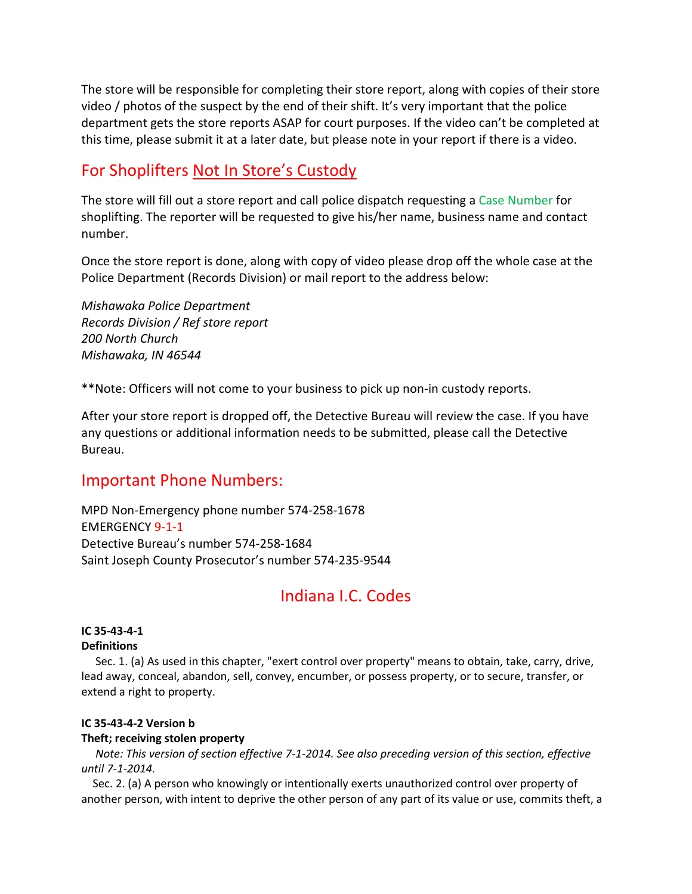The store will be responsible for completing their store report, along with copies of their store video / photos of the suspect by the end of their shift. It's very important that the police department gets the store reports ASAP for court purposes. If the video can't be completed at this time, please submit it at a later date, but please note in your report if there is a video.

## For Shoplifters Not In Store's Custody

The store will fill out a store report and call police dispatch requesting a Case Number for shoplifting. The reporter will be requested to give his/her name, business name and contact number.

Once the store report is done, along with copy of video please drop off the whole case at the Police Department (Records Division) or mail report to the address below:

*Mishawaka Police Department*
*Records Division / Ref store report*
*200 North Church*
*Mishawaka, IN 46544*

**Note: Officers will not come to your business to pick up non-in custody reports.

After your store report is dropped off, the Detective Bureau will review the case. If you have any questions or additional information needs to be submitted, please call the Detective Bureau.

## Important Phone Numbers:

MPD Non-Emergency phone number 574-258-1678
EMERGENCY 9-1-1
Detective Bureau's number 574-258-1684
Saint Joseph County Prosecutor's number 574-235-9544

# Indiana I.C. Codes

**IC 35-43-4-1**
**Definitions**

Sec. 1. (a) As used in this chapter, "exert control over property" means to obtain, take, carry, drive, lead away, conceal, abandon, sell, convey, encumber, or possess property, or to secure, transfer, or extend a right to property.

**IC 35-43-4-2 Version b**
**Theft; receiving stolen property**

*Note: This version of section effective 7-1-2014. See also preceding version of this section, effective until 7-1-2014.*

Sec. 2. (a) A person who knowingly or intentionally exerts unauthorized control over property of another person, with intent to deprive the other person of any part of its value or use, commits theft, a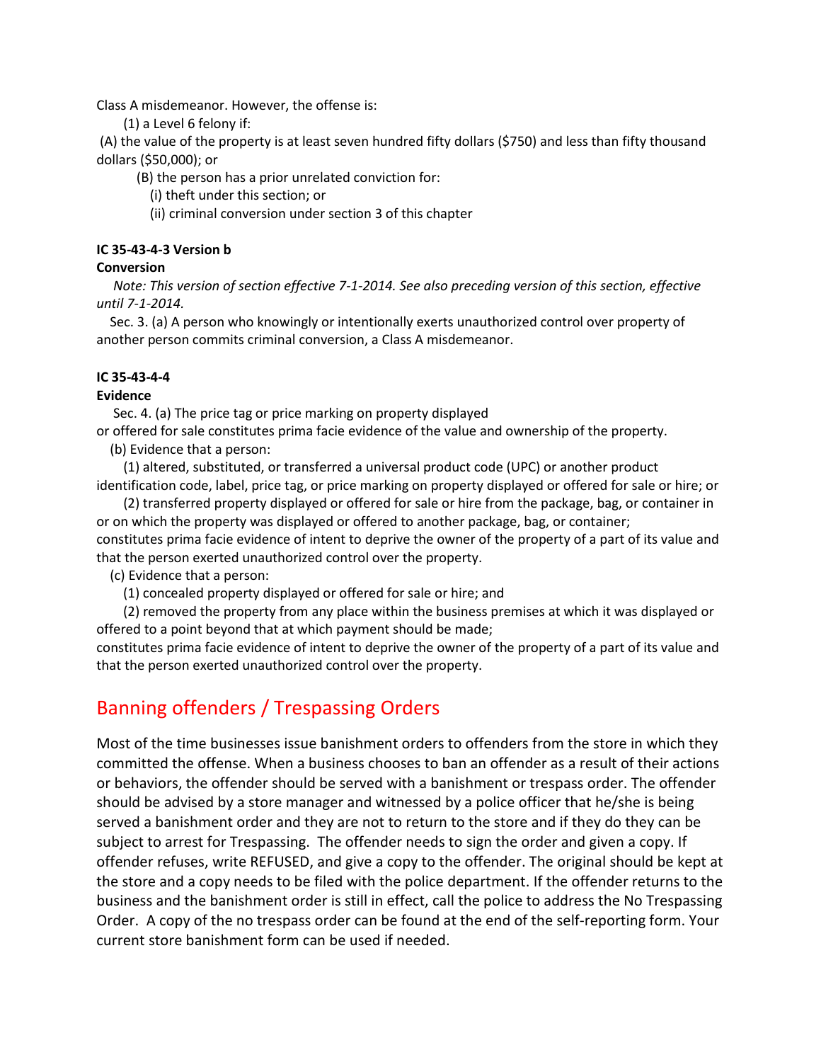Class A misdemeanor. However, the offense is:

(1) a Level 6 felony if:

(A) the value of the property is at least seven hundred fifty dollars ($750) and less than fifty thousand dollars ($50,000); or

(B) the person has a prior unrelated conviction for:

(i) theft under this section; or

(ii) criminal conversion under section 3 of this chapter

**IC 35-43-4-3 Version b**
**Conversion**

*Note: This version of section effective 7-1-2014. See also preceding version of this section, effective until 7-1-2014.*

Sec. 3. (a) A person who knowingly or intentionally exerts unauthorized control over property of another person commits criminal conversion, a Class A misdemeanor.

**IC 35-43-4-4**
**Evidence**

Sec. 4. (a) The price tag or price marking on property displayed or offered for sale constitutes prima facie evidence of the value and ownership of the property.

(b) Evidence that a person:

(1) altered, substituted, or transferred a universal product code (UPC) or another product identification code, label, price tag, or price marking on property displayed or offered for sale or hire; or

(2) transferred property displayed or offered for sale or hire from the package, bag, or container in or on which the property was displayed or offered to another package, bag, or container;

constitutes prima facie evidence of intent to deprive the owner of the property of a part of its value and that the person exerted unauthorized control over the property.

(c) Evidence that a person:

(1) concealed property displayed or offered for sale or hire; and

(2) removed the property from any place within the business premises at which it was displayed or offered to a point beyond that at which payment should be made;

constitutes prima facie evidence of intent to deprive the owner of the property of a part of its value and that the person exerted unauthorized control over the property.

## Banning offenders / Trespassing Orders

Most of the time businesses issue banishment orders to offenders from the store in which they committed the offense. When a business chooses to ban an offender as a result of their actions or behaviors, the offender should be served with a banishment or trespass order. The offender should be advised by a store manager and witnessed by a police officer that he/she is being served a banishment order and they are not to return to the store and if they do they can be subject to arrest for Trespassing. The offender needs to sign the order and given a copy. If offender refuses, write REFUSED, and give a copy to the offender. The original should be kept at the store and a copy needs to be filed with the police department. If the offender returns to the business and the banishment order is still in effect, call the police to address the No Trespassing Order. A copy of the no trespass order can be found at the end of the self-reporting form. Your current store banishment form can be used if needed.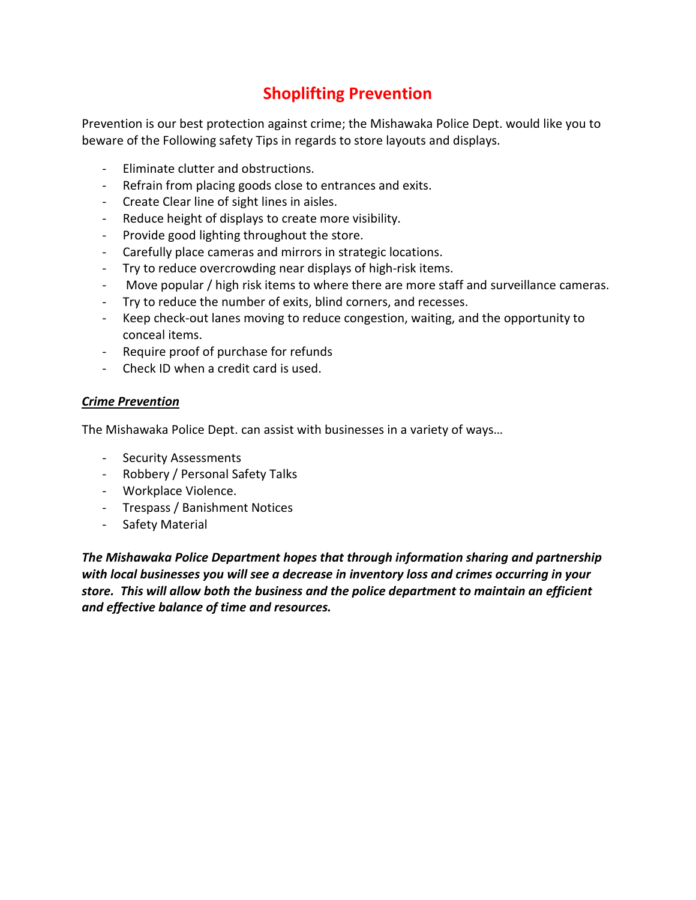# Shoplifting Prevention

Prevention is our best protection against crime; the Mishawaka Police Dept. would like you to beware of the Following safety Tips in regards to store layouts and displays.

- Eliminate clutter and obstructions.
- Refrain from placing goods close to entrances and exits.
- Create Clear line of sight lines in aisles.
- Reduce height of displays to create more visibility.
- Provide good lighting throughout the store.
- Carefully place cameras and mirrors in strategic locations.
- Try to reduce overcrowding near displays of high-risk items.
- Move popular / high risk items to where there are more staff and surveillance cameras.
- Try to reduce the number of exits, blind corners, and recesses.
- Keep check-out lanes moving to reduce congestion, waiting, and the opportunity to conceal items.
- Require proof of purchase for refunds
- Check ID when a credit card is used.

***Crime Prevention***

The Mishawaka Police Dept. can assist with businesses in a variety of ways…

- Security Assessments
- Robbery / Personal Safety Talks
- Workplace Violence.
- Trespass / Banishment Notices
- Safety Material

***The Mishawaka Police Department hopes that through information sharing and partnership with local businesses you will see a decrease in inventory loss and crimes occurring in your store. This will allow both the business and the police department to maintain an efficient and effective balance of time and resources.***